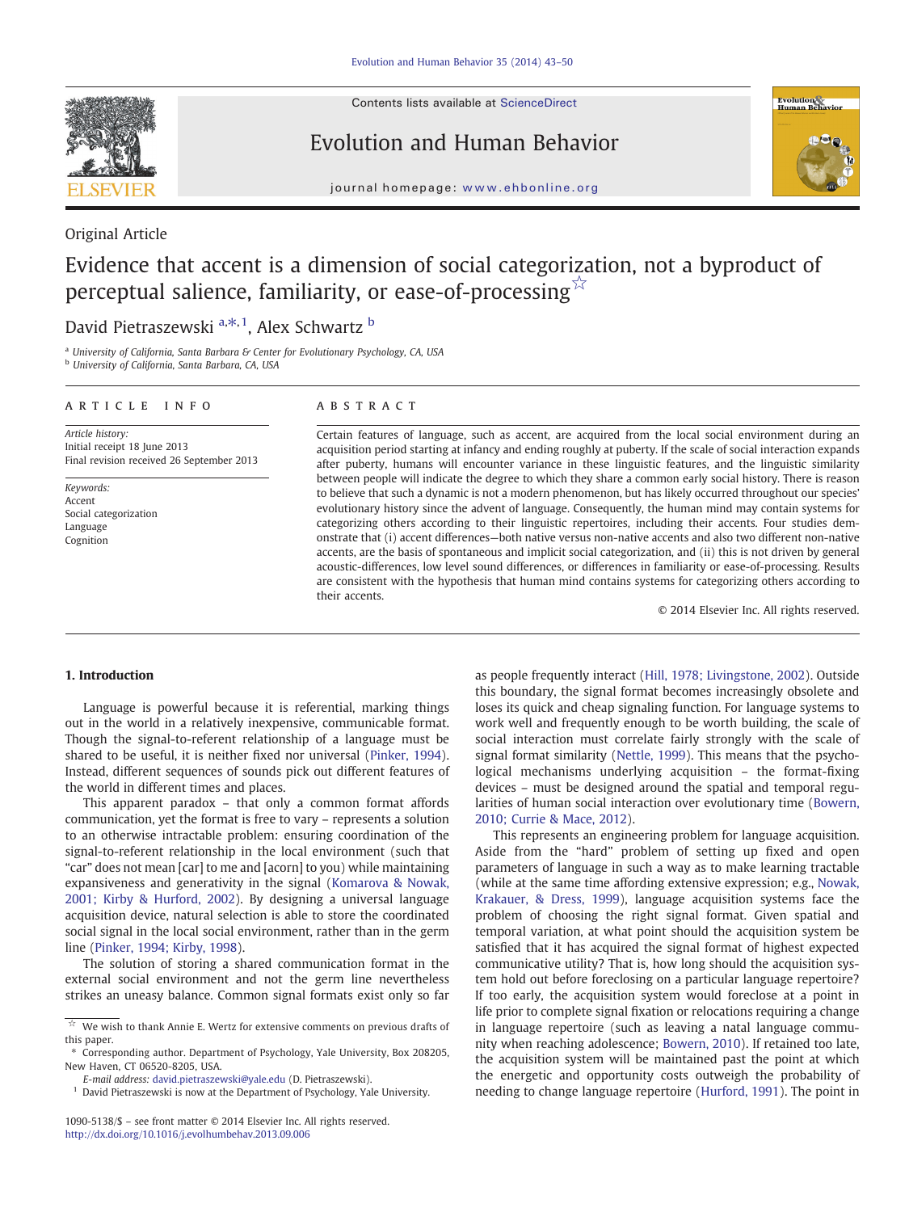Original Article

# Evidence that accent is a dimension of social categorization, not a byproduct of perceptual salience, familiarity, or ease-of-processing ☆

David Pietraszewski [a,*,1], Alex Schwartz [b]

[a] University of California, Santa Barbara & Center for Evolutionary Psychology, CA, USA
[b] University of California, Santa Barbara, CA, USA

**ARTICLE INFO**

*Article history:*
Initial receipt 18 June 2013
Final revision received 26 September 2013

*Keywords:*
Accent
Social categorization
Language
Cognition

**ABSTRACT**

Certain features of language, such as accent, are acquired from the local social environment during an acquisition period starting at infancy and ending roughly at puberty. If the scale of social interaction expands after puberty, humans will encounter variance in these linguistic features, and the linguistic similarity between people will indicate the degree to which they share a common early social history. There is reason to believe that such a dynamic is not a modern phenomenon, but has likely occurred throughout our species' evolutionary history since the advent of language. Consequently, the human mind may contain systems for categorizing others according to their linguistic repertoires, including their accents. Four studies demonstrate that (i) accent differences—both native versus non-native accents and also two different non-native accents, are the basis of spontaneous and implicit social categorization, and (ii) this is not driven by general acoustic-differences, low level sound differences, or differences in familiarity or ease-of-processing. Results are consistent with the hypothesis that human mind contains systems for categorizing others according to their accents.

© 2014 Elsevier Inc. All rights reserved.

## 1. Introduction

Language is powerful because it is referential, marking things out in the world in a relatively inexpensive, communicable format. Though the signal-to-referent relationship of a language must be shared to be useful, it is neither fixed nor universal (Pinker, 1994). Instead, different sequences of sounds pick out different features of the world in different times and places.

This apparent paradox – that only a common format affords communication, yet the format is free to vary – represents a solution to an otherwise intractable problem: ensuring coordination of the signal-to-referent relationship in the local environment (such that "car" does not mean [car] to me and [acorn] to you) while maintaining expansiveness and generativity in the signal (Komarova & Nowak, 2001; Kirby & Hurford, 2002). By designing a universal language acquisition device, natural selection is able to store the coordinated social signal in the local social environment, rather than in the germ line (Pinker, 1994; Kirby, 1998).

The solution of storing a shared communication format in the external social environment and not the germ line nevertheless strikes an uneasy balance. Common signal formats exist only so far as people frequently interact (Hill, 1978; Livingstone, 2002). Outside this boundary, the signal format becomes increasingly obsolete and loses its quick and cheap signaling function. For language systems to work well and frequently enough to be worth building, the scale of social interaction must correlate fairly strongly with the scale of signal format similarity (Nettle, 1999). This means that the psychological mechanisms underlying acquisition – the format-fixing devices – must be designed around the spatial and temporal regularities of human social interaction over evolutionary time (Bowern, 2010; Currie & Mace, 2012).

This represents an engineering problem for language acquisition. Aside from the "hard" problem of setting up fixed and open parameters of language in such a way as to make learning tractable (while at the same time affording extensive expression; e.g., Nowak, Krakauer, & Dress, 1999), language acquisition systems face the problem of choosing the right signal format. Given spatial and temporal variation, at what point should the acquisition system be satisfied that it has acquired the signal format of highest expected communicative utility? That is, how long should the acquisition system hold out before foreclosing on a particular language repertoire? If too early, the acquisition system would foreclose at a point in life prior to complete signal fixation or relocations requiring a change in language repertoire (such as leaving a natal language community when reaching adolescence; Bowern, 2010). If retained too late, the acquisition system will be maintained past the point at which the energetic and opportunity costs outweigh the probability of needing to change language repertoire (Hurford, 1991). The point in

☆ We wish to thank Annie E. Wertz for extensive comments on previous drafts of this paper.
\* Corresponding author. Department of Psychology, Yale University, Box 208205, New Haven, CT 06520-8205, USA.
E-mail address: david.pietraszewski@yale.edu (D. Pietraszewski).
[1] David Pietraszewski is now at the Department of Psychology, Yale University.

1090-5138/$ – see front matter © 2014 Elsevier Inc. All rights reserved.
http://dx.doi.org/10.1016/j.evolhumbehav.2013.09.006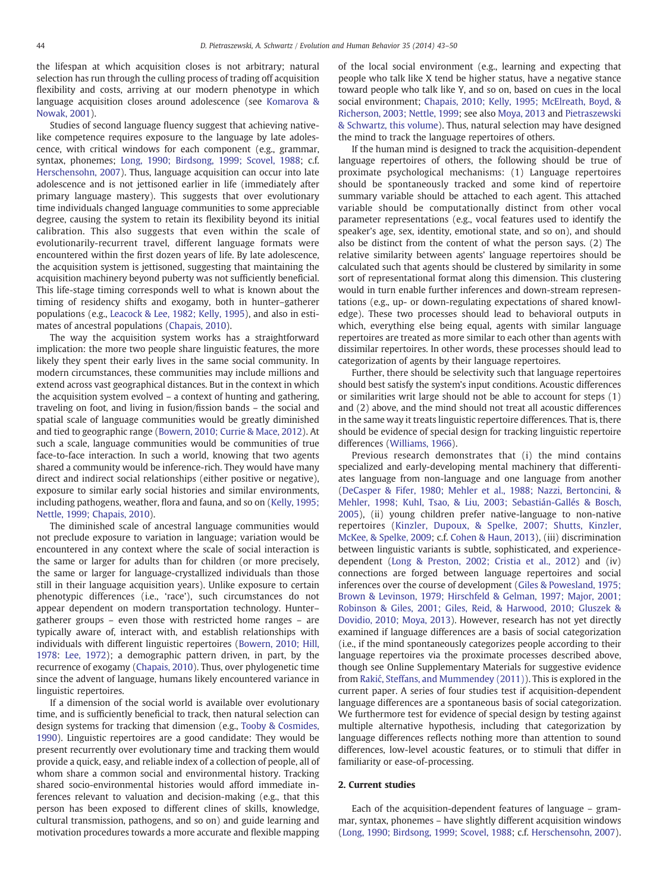the lifespan at which acquisition closes is not arbitrary; natural selection has run through the culling process of trading off acquisition flexibility and costs, arriving at our modern phenotype in which language acquisition closes around adolescence (see Komarova & Nowak, 2001).

Studies of second language fluency suggest that achieving native-like competence requires exposure to the language by late adolescence, with critical windows for each component (e.g., grammar, syntax, phonemes; Long, 1990; Birdsong, 1999; Scovel, 1988; c.f. Herschensohn, 2007). Thus, language acquisition can occur into late adolescence and is not jettisoned earlier in life (immediately after primary language mastery). This suggests that over evolutionary time individuals changed language communities to some appreciable degree, causing the system to retain its flexibility beyond its initial calibration. This also suggests that even within the scale of evolutionarily-recurrent travel, different language formats were encountered within the first dozen years of life. By late adolescence, the acquisition system is jettisoned, suggesting that maintaining the acquisition machinery beyond puberty was not sufficiently beneficial. This life-stage timing corresponds well to what is known about the timing of residency shifts and exogamy, both in hunter–gatherer populations (e.g., Leacock & Lee, 1982; Kelly, 1995), and also in estimates of ancestral populations (Chapais, 2010).

The way the acquisition system works has a straightforward implication: the more two people share linguistic features, the more likely they spent their early lives in the same social community. In modern circumstances, these communities may include millions and extend across vast geographical distances. But in the context in which the acquisition system evolved – a context of hunting and gathering, traveling on foot, and living in fusion/fission bands – the social and spatial scale of language communities would be greatly diminished and tied to geographic range (Bowern, 2010; Currie & Mace, 2012). At such a scale, language communities would be communities of true face-to-face interaction. In such a world, knowing that two agents shared a community would be inference-rich. They would have many direct and indirect social relationships (either positive or negative), exposure to similar early social histories and similar environments, including pathogens, weather, flora and fauna, and so on (Kelly, 1995; Nettle, 1999; Chapais, 2010).

The diminished scale of ancestral language communities would not preclude exposure to variation in language; variation would be encountered in any context where the scale of social interaction is the same or larger for adults than for children (or more precisely, the same or larger for language-crystallized individuals than those still in their language acquisition years). Unlike exposure to certain phenotypic differences (i.e., 'race'), such circumstances do not appear dependent on modern transportation technology. Hunter–gatherer groups – even those with restricted home ranges – are typically aware of, interact with, and establish relationships with individuals with different linguistic repertoires (Bowern, 2010; Hill, 1978: Lee, 1972); a demographic pattern driven, in part, by the recurrence of exogamy (Chapais, 2010). Thus, over phylogenetic time since the advent of language, humans likely encountered variance in linguistic repertoires.

If a dimension of the social world is available over evolutionary time, and is sufficiently beneficial to track, then natural selection can design systems for tracking that dimension (e.g., Tooby & Cosmides, 1990). Linguistic repertoires are a good candidate: They would be present recurrently over evolutionary time and tracking them would provide a quick, easy, and reliable index of a collection of people, all of whom share a common social and environmental history. Tracking shared socio-environmental histories would afford immediate inferences relevant to valuation and decision-making (e.g., that this person has been exposed to different clines of skills, knowledge, cultural transmission, pathogens, and so on) and guide learning and motivation procedures towards a more accurate and flexible mapping of the local social environment (e.g., learning and expecting that people who talk like X tend be higher status, have a negative stance toward people who talk like Y, and so on, based on cues in the local social environment; Chapais, 2010; Kelly, 1995; McElreath, Boyd, & Richerson, 2003; Nettle, 1999; see also Moya, 2013 and Pietraszewski & Schwartz, this volume). Thus, natural selection may have designed the mind to track the language repertoires of others.

If the human mind is designed to track the acquisition-dependent language repertoires of others, the following should be true of proximate psychological mechanisms: (1) Language repertoires should be spontaneously tracked and some kind of repertoire summary variable should be attached to each agent. This attached variable should be computationally distinct from other vocal parameter representations (e.g., vocal features used to identify the speaker's age, sex, identity, emotional state, and so on), and should also be distinct from the content of what the person says. (2) The relative similarity between agents' language repertoires should be calculated such that agents should be clustered by similarity in some sort of representational format along this dimension. This clustering would in turn enable further inferences and down-stream representations (e.g., up- or down-regulating expectations of shared knowledge). These two processes should lead to behavioral outputs in which, everything else being equal, agents with similar language repertoires are treated as more similar to each other than agents with dissimilar repertoires. In other words, these processes should lead to categorization of agents by their language repertoires.

Further, there should be selectivity such that language repertoires should best satisfy the system's input conditions. Acoustic differences or similarities writ large should not be able to account for steps (1) and (2) above, and the mind should not treat all acoustic differences in the same way it treats linguistic repertoire differences. That is, there should be evidence of special design for tracking linguistic repertoire differences (Williams, 1966).

Previous research demonstrates that (i) the mind contains specialized and early-developing mental machinery that differentiates language from non-language and one language from another (DeCasper & Fifer, 1980; Mehler et al., 1988; Nazzi, Bertoncini, & Mehler, 1998; Kuhl, Tsao, & Liu, 2003; Sebastián-Gallés & Bosch, 2005), (ii) young children prefer native-language to non-native repertoires (Kinzler, Dupoux, & Spelke, 2007; Shutts, Kinzler, McKee, & Spelke, 2009; c.f. Cohen & Haun, 2013), (iii) discrimination between linguistic variants is subtle, sophisticated, and experience-dependent (Long & Preston, 2002; Cristia et al., 2012) and (iv) connections are forged between language repertoires and social inferences over the course of development (Giles & Powesland, 1975; Brown & Levinson, 1979; Hirschfeld & Gelman, 1997; Major, 2001; Robinson & Giles, 2001; Giles, Reid, & Harwood, 2010; Gluszek & Dovidio, 2010; Moya, 2013). However, research has not yet directly examined if language differences are a basis of social categorization (i.e., if the mind spontaneously categorizes people according to their language repertoires via the proximate processes described above, though see Online Supplementary Materials for suggestive evidence from Rakić, Steffans, and Mummendey (2011)). This is explored in the current paper. A series of four studies test if acquisition-dependent language differences are a spontaneous basis of social categorization. We furthermore test for evidence of special design by testing against multiple alternative hypothesis, including that categorization by language differences reflects nothing more than attention to sound differences, low-level acoustic features, or to stimuli that differ in familiarity or ease-of-processing.

## 2. Current studies

Each of the acquisition-dependent features of language – grammar, syntax, phonemes – have slightly different acquisition windows (Long, 1990; Birdsong, 1999; Scovel, 1988; c.f. Herschensohn, 2007).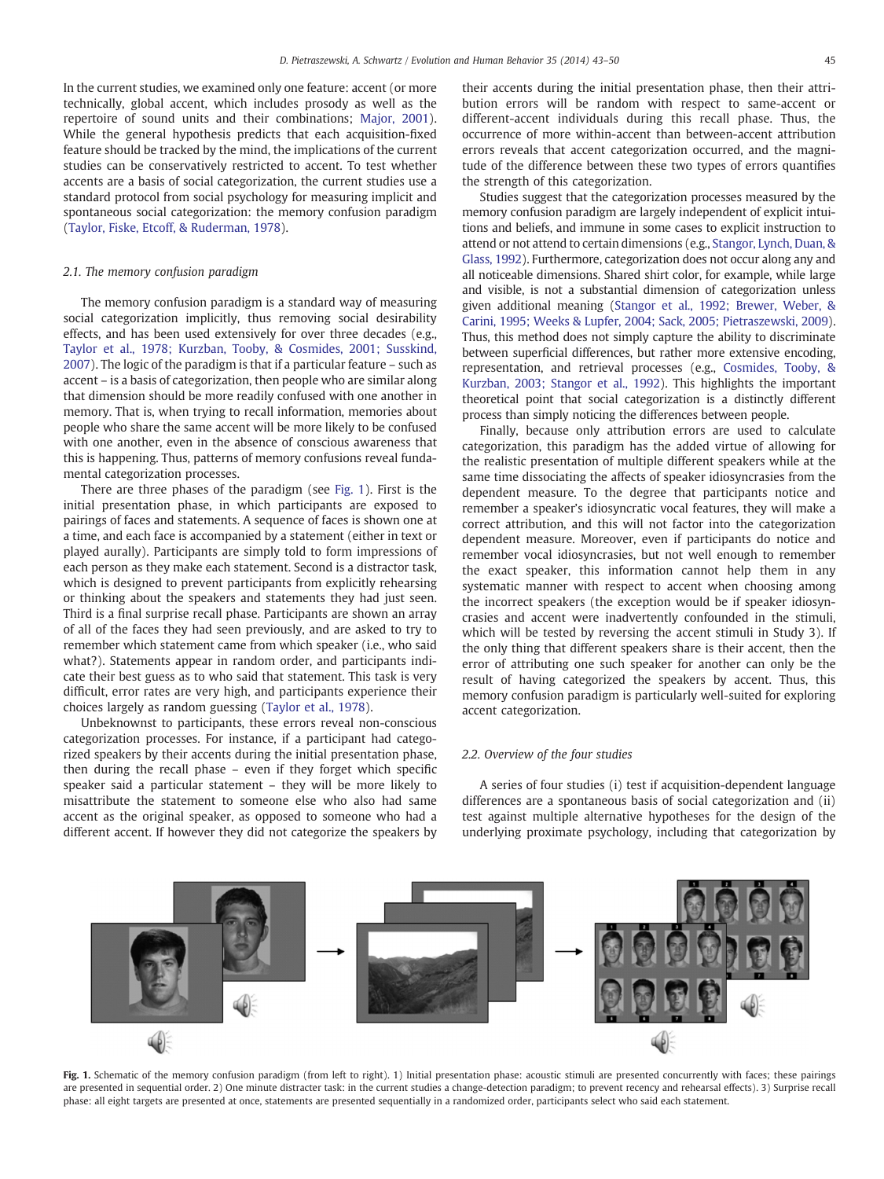In the current studies, we examined only one feature: accent (or more technically, global accent, which includes prosody as well as the repertoire of sound units and their combinations; Major, 2001). While the general hypothesis predicts that each acquisition-fixed feature should be tracked by the mind, the implications of the current studies can be conservatively restricted to accent. To test whether accents are a basis of social categorization, the current studies use a standard protocol from social psychology for measuring implicit and spontaneous social categorization: the memory confusion paradigm (Taylor, Fiske, Etcoff, & Ruderman, 1978).

### 2.1. The memory confusion paradigm

The memory confusion paradigm is a standard way of measuring social categorization implicitly, thus removing social desirability effects, and has been used extensively for over three decades (e.g., Taylor et al., 1978; Kurzban, Tooby, & Cosmides, 2001; Susskind, 2007). The logic of the paradigm is that if a particular feature – such as accent – is a basis of categorization, then people who are similar along that dimension should be more readily confused with one another in memory. That is, when trying to recall information, memories about people who share the same accent will be more likely to be confused with one another, even in the absence of conscious awareness that this is happening. Thus, patterns of memory confusions reveal fundamental categorization processes.

There are three phases of the paradigm (see Fig. 1). First is the initial presentation phase, in which participants are exposed to pairings of faces and statements. A sequence of faces is shown one at a time, and each face is accompanied by a statement (either in text or played aurally). Participants are simply told to form impressions of each person as they make each statement. Second is a distractor task, which is designed to prevent participants from explicitly rehearsing or thinking about the speakers and statements they had just seen. Third is a final surprise recall phase. Participants are shown an array of all of the faces they had seen previously, and are asked to try to remember which statement came from which speaker (i.e., who said what?). Statements appear in random order, and participants indicate their best guess as to who said that statement. This task is very difficult, error rates are very high, and participants experience their choices largely as random guessing (Taylor et al., 1978).

Unbeknownst to participants, these errors reveal non-conscious categorization processes. For instance, if a participant had categorized speakers by their accents during the initial presentation phase, then during the recall phase – even if they forget which specific speaker said a particular statement – they will be more likely to misattribute the statement to someone else who also had same accent as the original speaker, as opposed to someone who had a different accent. If however they did not categorize the speakers by their accents during the initial presentation phase, then their attribution errors will be random with respect to same-accent or different-accent individuals during this recall phase. Thus, the occurrence of more within-accent than between-accent attribution errors reveals that accent categorization occurred, and the magnitude of the difference between these two types of errors quantifies the strength of this categorization.

Studies suggest that the categorization processes measured by the memory confusion paradigm are largely independent of explicit intuitions and beliefs, and immune in some cases to explicit instruction to attend or not attend to certain dimensions (e.g., Stangor, Lynch, Duan, & Glass, 1992). Furthermore, categorization does not occur along any and all noticeable dimensions. Shared shirt color, for example, while large and visible, is not a substantial dimension of categorization unless given additional meaning (Stangor et al., 1992; Brewer, Weber, & Carini, 1995; Weeks & Lupfer, 2004; Sack, 2005; Pietraszewski, 2009). Thus, this method does not simply capture the ability to discriminate between superficial differences, but rather more extensive encoding, representation, and retrieval processes (e.g., Cosmides, Tooby, & Kurzban, 2003; Stangor et al., 1992). This highlights the important theoretical point that social categorization is a distinctly different process than simply noticing the differences between people.

Finally, because only attribution errors are used to calculate categorization, this paradigm has the added virtue of allowing for the realistic presentation of multiple different speakers while at the same time dissociating the affects of speaker idiosyncrasies from the dependent measure. To the degree that participants notice and remember a speaker's idiosyncratic vocal features, they will make a correct attribution, and this will not factor into the categorization dependent measure. Moreover, even if participants do notice and remember vocal idiosyncrasies, but not well enough to remember the exact speaker, this information cannot help them in any systematic manner with respect to accent when choosing among the incorrect speakers (the exception would be if speaker idiosyncrasies and accent were inadvertently confounded in the stimuli, which will be tested by reversing the accent stimuli in Study 3). If the only thing that different speakers share is their accent, then the error of attributing one such speaker for another can only be the result of having categorized the speakers by accent. Thus, this memory confusion paradigm is particularly well-suited for exploring accent categorization.

### 2.2. Overview of the four studies

A series of four studies (i) test if acquisition-dependent language differences are a spontaneous basis of social categorization and (ii) test against multiple alternative hypotheses for the design of the underlying proximate psychology, including that categorization by

**Fig. 1.** Schematic of the memory confusion paradigm (from left to right). 1) Initial presentation phase: acoustic stimuli are presented concurrently with faces; these pairings are presented in sequential order. 2) One minute distracter task: in the current studies a change-detection paradigm; to prevent recency and rehearsal effects). 3) Surprise recall phase: all eight targets are presented at once, statements are presented sequentially in a randomized order, participants select who said each statement.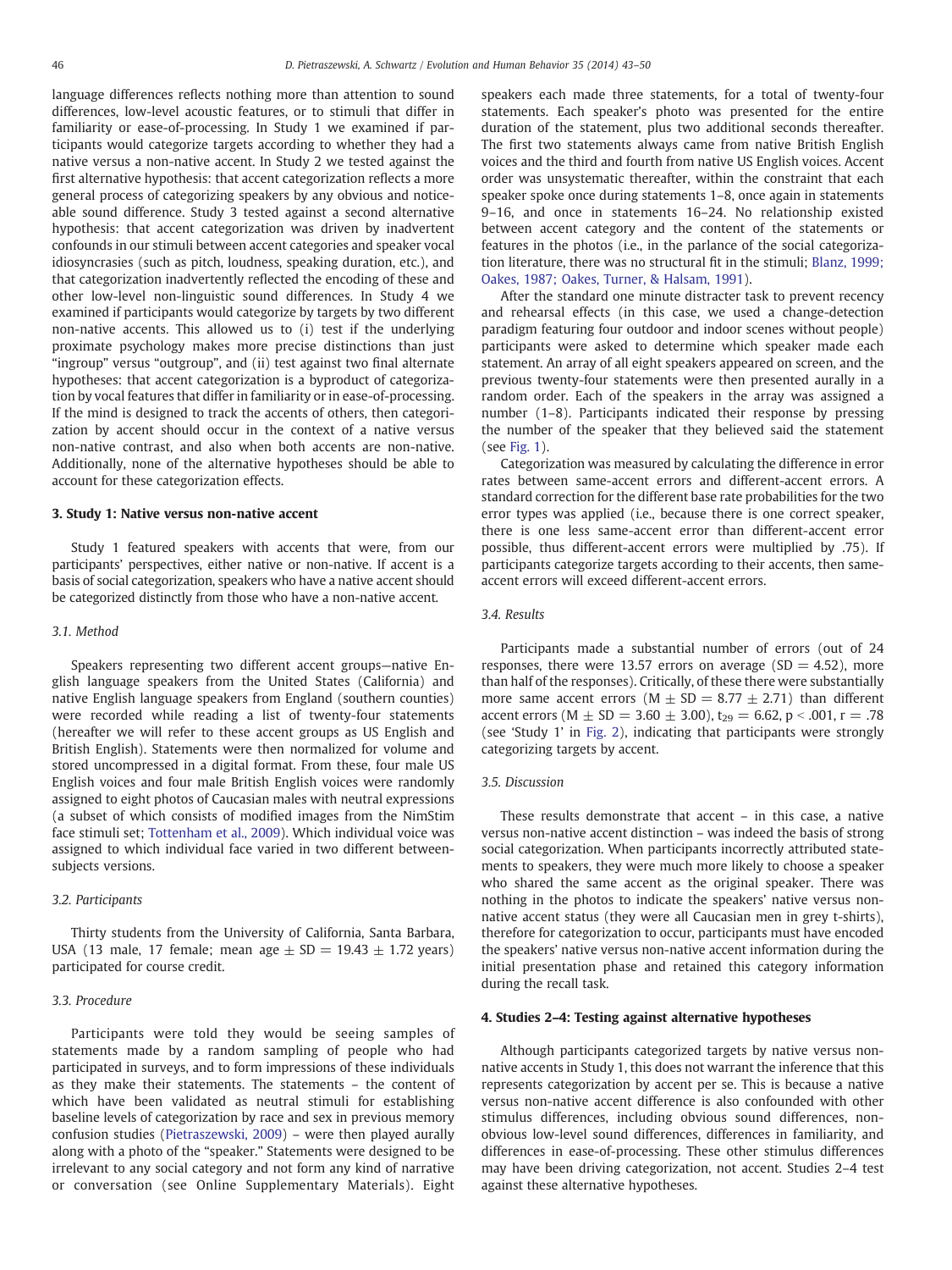language differences reflects nothing more than attention to sound differences, low-level acoustic features, or to stimuli that differ in familiarity or ease-of-processing. In Study 1 we examined if participants would categorize targets according to whether they had a native versus a non-native accent. In Study 2 we tested against the first alternative hypothesis: that accent categorization reflects a more general process of categorizing speakers by any obvious and noticeable sound difference. Study 3 tested against a second alternative hypothesis: that accent categorization was driven by inadvertent confounds in our stimuli between accent categories and speaker vocal idiosyncrasies (such as pitch, loudness, speaking duration, etc.), and that categorization inadvertently reflected the encoding of these and other low-level non-linguistic sound differences. In Study 4 we examined if participants would categorize by targets by two different non-native accents. This allowed us to (i) test if the underlying proximate psychology makes more precise distinctions than just "ingroup" versus "outgroup", and (ii) test against two final alternate hypotheses: that accent categorization is a byproduct of categorization by vocal features that differ in familiarity or in ease-of-processing. If the mind is designed to track the accents of others, then categorization by accent should occur in the context of a native versus non-native contrast, and also when both accents are non-native. Additionally, none of the alternative hypotheses should be able to account for these categorization effects.

## 3. Study 1: Native versus non-native accent

Study 1 featured speakers with accents that were, from our participants' perspectives, either native or non-native. If accent is a basis of social categorization, speakers who have a native accent should be categorized distinctly from those who have a non-native accent.

### 3.1. Method

Speakers representing two different accent groups—native English language speakers from the United States (California) and native English language speakers from England (southern counties) were recorded while reading a list of twenty-four statements (hereafter we will refer to these accent groups as US English and British English). Statements were then normalized for volume and stored uncompressed in a digital format. From these, four male US English voices and four male British English voices were randomly assigned to eight photos of Caucasian males with neutral expressions (a subset of which consists of modified images from the NimStim face stimuli set; Tottenham et al., 2009). Which individual voice was assigned to which individual face varied in two different between-subjects versions.

### 3.2. Participants

Thirty students from the University of California, Santa Barbara, USA (13 male, 17 female; mean age $\pm$ SD = 19.43 $\pm$ 1.72 years) participated for course credit.

### 3.3. Procedure

Participants were told they would be seeing samples of statements made by a random sampling of people who had participated in surveys, and to form impressions of these individuals as they make their statements. The statements – the content of which have been validated as neutral stimuli for establishing baseline levels of categorization by race and sex in previous memory confusion studies (Pietraszewski, 2009) – were then played aurally along with a photo of the "speaker." Statements were designed to be irrelevant to any social category and not form any kind of narrative or conversation (see Online Supplementary Materials). Eight speakers each made three statements, for a total of twenty-four statements. Each speaker's photo was presented for the entire duration of the statement, plus two additional seconds thereafter. The first two statements always came from native British English voices and the third and fourth from native US English voices. Accent order was unsystematic thereafter, within the constraint that each speaker spoke once during statements 1–8, once again in statements 9–16, and once in statements 16–24. No relationship existed between accent category and the content of the statements or features in the photos (i.e., in the parlance of the social categorization literature, there was no structural fit in the stimuli; Blanz, 1999; Oakes, 1987; Oakes, Turner, & Halsam, 1991).

After the standard one minute distracter task to prevent recency and rehearsal effects (in this case, we used a change-detection paradigm featuring four outdoor and indoor scenes without people) participants were asked to determine which speaker made each statement. An array of all eight speakers appeared on screen, and the previous twenty-four statements were then presented aurally in a random order. Each of the speakers in the array was assigned a number (1–8). Participants indicated their response by pressing the number of the speaker that they believed said the statement (see Fig. 1).

Categorization was measured by calculating the difference in error rates between same-accent errors and different-accent errors. A standard correction for the different base rate probabilities for the two error types was applied (i.e., because there is one correct speaker, there is one less same-accent error than different-accent error possible, thus different-accent errors were multiplied by .75). If participants categorize targets according to their accents, then same-accent errors will exceed different-accent errors.

### 3.4. Results

Participants made a substantial number of errors (out of 24 responses, there were 13.57 errors on average (SD = 4.52), more than half of the responses). Critically, of these there were substantially more same accent errors (M $\pm$ SD = 8.77 $\pm$ 2.71) than different accent errors (M $\pm$ SD = 3.60 $\pm$ 3.00), $t_{29} = 6.62$, $p < .001$, $r = .78$ (see 'Study 1' in Fig. 2), indicating that participants were strongly categorizing targets by accent.

### 3.5. Discussion

These results demonstrate that accent – in this case, a native versus non-native accent distinction – was indeed the basis of strong social categorization. When participants incorrectly attributed statements to speakers, they were much more likely to choose a speaker who shared the same accent as the original speaker. There was nothing in the photos to indicate the speakers' native versus non-native accent status (they were all Caucasian men in grey t-shirts), therefore for categorization to occur, participants must have encoded the speakers' native versus non-native accent information during the initial presentation phase and retained this category information during the recall task.

## 4. Studies 2–4: Testing against alternative hypotheses

Although participants categorized targets by native versus non-native accents in Study 1, this does not warrant the inference that this represents categorization by accent per se. This is because a native versus non-native accent difference is also confounded with other stimulus differences, including obvious sound differences, non-obvious low-level sound differences, differences in familiarity, and differences in ease-of-processing. These other stimulus differences may have been driving categorization, not accent. Studies 2–4 test against these alternative hypotheses.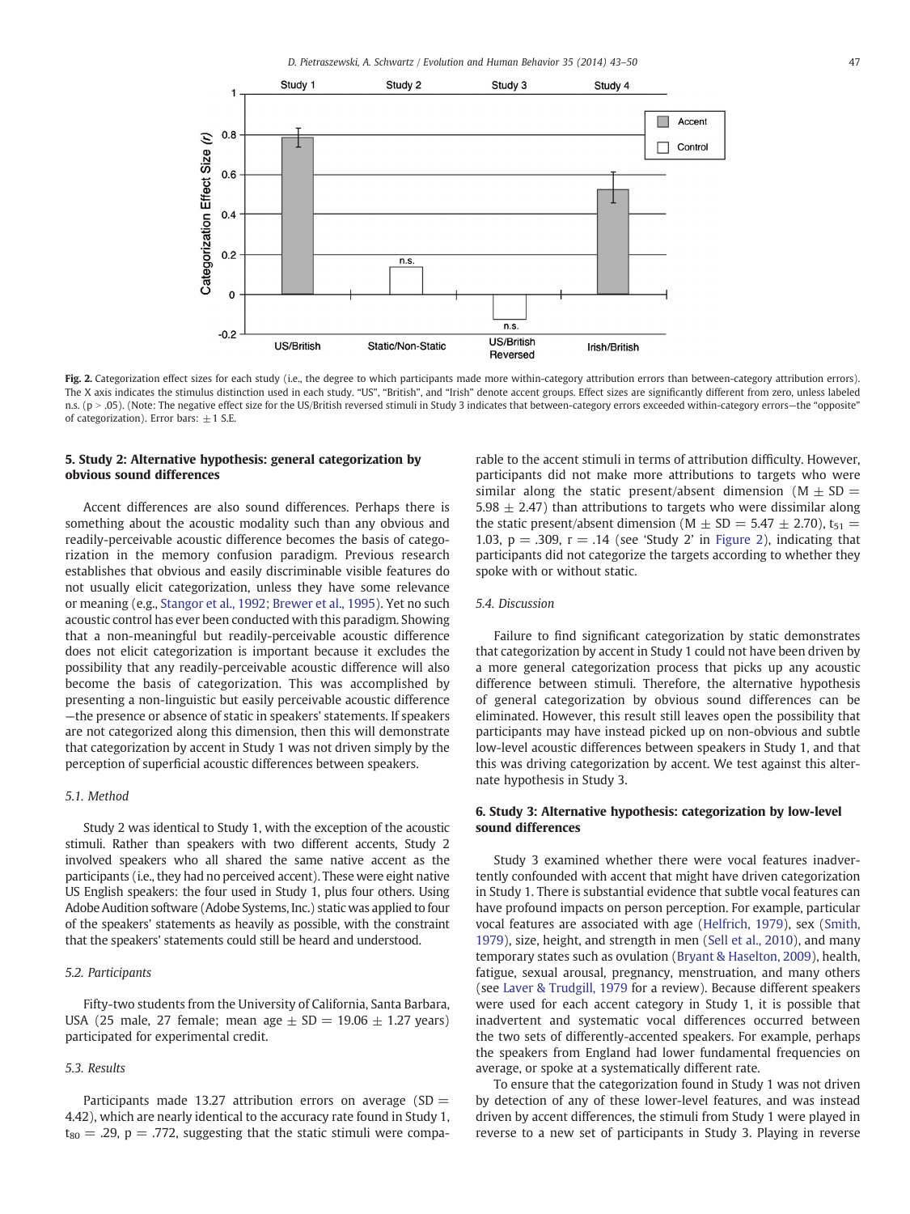**Fig. 2.** Categorization effect sizes for each study (i.e., the degree to which participants made more within-category attribution errors than between-category attribution errors). The X axis indicates the stimulus distinction used in each study. "US", "British", and "Irish" denote accent groups. Effect sizes are significantly different from zero, unless labeled n.s. ($p > .05$). (Note: The negative effect size for the US/British reversed stimuli in Study 3 indicates that between-category errors exceeded within-category errors—the "opposite" of categorization). Error bars: ±1 S.E.

## 5. Study 2: Alternative hypothesis: general categorization by obvious sound differences

Accent differences are also sound differences. Perhaps there is something about the acoustic modality such than any obvious and readily-discriminable acoustic difference becomes the basis of categorization in the memory confusion paradigm. Previous research establishes that obvious and easily discriminable visible features do not usually elicit categorization, unless they have some relevance or meaning (e.g., Stangor et al., 1992; Brewer et al., 1995). Yet no such acoustic control has ever been conducted with this paradigm. Showing that a non-meaningful but readily-perceivable acoustic difference does not elicit categorization is important because it excludes the possibility that any readily-perceivable acoustic difference will also become the basis of categorization. This was accomplished by presenting a non-linguistic but easily perceivable acoustic difference—the presence or absence of static in speakers' statements. If speakers are not categorized along this dimension, then this will demonstrate that categorization by accent in Study 1 was not driven simply by the perception of superficial acoustic differences between speakers.

### 5.1. Method

Study 2 was identical to Study 1, with the exception of the acoustic stimuli. Rather than speakers with two different accents, Study 2 involved speakers who all shared the same native accent as the participants (i.e., they had no perceived accent). These were eight native US English speakers: the four used in Study 1, plus four others. Using Adobe Audition software (Adobe Systems, Inc.) static was applied to four of the speakers' statements as heavily as possible, with the constraint that the speakers' statements could still be heard and understood.

### 5.2. Participants

Fifty-two students from the University of California, Santa Barbara, USA (25 male, 27 female; mean age ± SD = 19.06 ± 1.27 years) participated for experimental credit.

### 5.3. Results

Participants made 13.27 attribution errors on average (SD = 4.42), which are nearly identical to the accuracy rate found in Study 1, $t_{80} = .29$, $p = .772$, suggesting that the static stimuli were comparable to the accent stimuli in terms of attribution difficulty. However, participants did not make more attributions to targets who were similar along the static present/absent dimension (M ± SD = 5.98 ± 2.47) than attributions to targets who were dissimilar along the static present/absent dimension (M ± SD = 5.47 ± 2.70), $t_{51} = 1.03$, $p = .309$, $r = .14$ (see 'Study 2' in Figure 2), indicating that participants did not categorize the targets according to whether they spoke with or without static.

### 5.4. Discussion

Failure to find significant categorization by static demonstrates that categorization by accent in Study 1 could not have been driven by a more general categorization process that picks up any acoustic difference between stimuli. Therefore, the alternative hypothesis of general categorization by obvious sound differences can be eliminated. However, this result still leaves open the possibility that participants may have instead picked up on non-obvious and subtle low-level acoustic differences between speakers in Study 1, and that this was driving categorization by accent. We test against this alternate hypothesis in Study 3.

## 6. Study 3: Alternative hypothesis: categorization by low-level sound differences

Study 3 examined whether there were vocal features inadvertently confounded with accent that might have driven categorization in Study 1. There is substantial evidence that subtle vocal features can have profound impacts on person perception. For example, particular vocal features are associated with age (Helfrich, 1979), sex (Smith, 1979), size, height, and strength in men (Sell et al., 2010), and many temporary states such as ovulation (Bryant & Haselton, 2009), health, fatigue, sexual arousal, pregnancy, menstruation, and many others (see Laver & Trudgill, 1979 for a review). Because different speakers were used for each accent category in Study 1, it is possible that inadvertent and systematic vocal differences occurred between the two sets of differently-accented speakers. For example, perhaps the speakers from England had lower fundamental frequencies on average, or spoke at a systematically different rate.

To ensure that the categorization found in Study 1 was not driven by detection of any of these lower-level features, and was instead driven by accent differences, the stimuli from Study 1 were played in reverse to a new set of participants in Study 3. Playing in reverse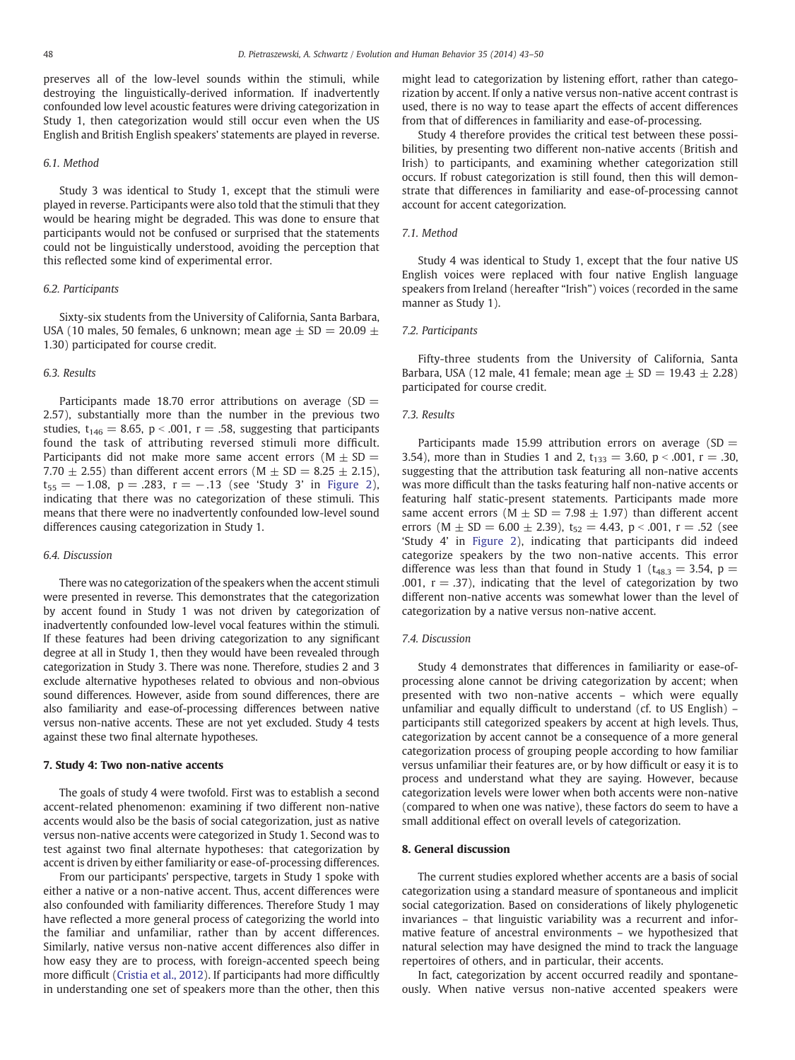preserves all of the low-level sounds within the stimuli, while destroying the linguistically-derived information. If inadvertently confounded low level acoustic features were driving categorization in Study 1, then categorization would still occur even when the US English and British English speakers' statements are played in reverse.

### 6.1. Method

Study 3 was identical to Study 1, except that the stimuli were played in reverse. Participants were also told that the stimuli that they would be hearing might be degraded. This was done to ensure that participants would not be confused or surprised that the statements could not be linguistically understood, avoiding the perception that this reflected some kind of experimental error.

### 6.2. Participants

Sixty-six students from the University of California, Santa Barbara, USA (10 males, 50 females, 6 unknown; mean age ± SD = 20.09 ± 1.30) participated for course credit.

### 6.3. Results

Participants made 18.70 error attributions on average (SD = 2.57), substantially more than the number in the previous two studies, $t_{146} = 8.65$, $p < .001$, $r = .58$, suggesting that participants found the task of attributing reversed stimuli more difficult. Participants did not make more same accent errors (M ± SD = 7.70 ± 2.55) than different accent errors (M ± SD = 8.25 ± 2.15), $t_{55} = -1.08$, $p = .283$, $r = -.13$ (see 'Study 3' in Figure 2), indicating that there was no categorization of these stimuli. This means that there were no inadvertently confounded low-level sound differences causing categorization in Study 1.

### 6.4. Discussion

There was no categorization of the speakers when the accent stimuli were presented in reverse. This demonstrates that the categorization by accent found in Study 1 was not driven by categorization of inadvertently confounded low-level vocal features within the stimuli. If these features had been driving categorization to any significant degree at all in Study 1, then they would have been revealed through categorization in Study 3. There was none. Therefore, studies 2 and 3 exclude alternative hypotheses related to obvious and non-obvious sound differences. However, aside from sound differences, there are also familiarity and ease-of-processing differences between native versus non-native accents. These are not yet excluded. Study 4 tests against these two final alternate hypotheses.

## 7. Study 4: Two non-native accents

The goals of study 4 were twofold. First was to establish a second accent-related phenomenon: examining if two different non-native accents would also be the basis of social categorization, just as native versus non-native accents were categorized in Study 1. Second was to test against two final alternate hypotheses: that categorization by accent is driven by either familiarity or ease-of-processing differences.

From our participants' perspective, targets in Study 1 spoke with either a native or a non-native accent. Thus, accent differences were also confounded with familiarity differences. Therefore Study 1 may have reflected a more general process of categorizing the world into the familiar and unfamiliar, rather than by accent differences. Similarly, native versus non-native accent differences also differ in how easy they are to process, with foreign-accented speech being more difficult (Cristia et al., 2012). If participants had more difficultly in understanding one set of speakers more than the other, then this might lead to categorization by listening effort, rather than categorization by accent. If only a native versus non-native accent contrast is used, there is no way to tease apart the effects of accent differences from that of differences in familiarity and ease-of-processing.

Study 4 therefore provides the critical test between these possibilities, by presenting two different non-native accents (British and Irish) to participants, and examining whether categorization still occurs. If robust categorization is still found, then this will demonstrate that differences in familiarity and ease-of-processing cannot account for accent categorization.

### 7.1. Method

Study 4 was identical to Study 1, except that the four native US English voices were replaced with four native English language speakers from Ireland (hereafter "Irish") voices (recorded in the same manner as Study 1).

### 7.2. Participants

Fifty-three students from the University of California, Santa Barbara, USA (12 male, 41 female; mean age ± SD = 19.43 ± 2.28) participated for course credit.

### 7.3. Results

Participants made 15.99 attribution errors on average (SD = 3.54), more than in Studies 1 and 2, $t_{133} = 3.60$, $p < .001$, $r = .30$, suggesting that the attribution task featuring all non-native accents was more difficult than the tasks featuring half non-native accents or featuring half static-present statements. Participants made more same accent errors (M ± SD = 7.98 ± 1.97) than different accent errors (M ± SD = 6.00 ± 2.39), $t_{52} = 4.43$, $p < .001$, $r = .52$ (see 'Study 4' in Figure 2), indicating that participants did indeed categorize speakers by the two non-native accents. This error difference was less than that found in Study 1 ($t_{48.3} = 3.54$, $p = .001$, $r = .37$), indicating that the level of categorization by two different non-native accents was somewhat lower than the level of categorization by a native versus non-native accent.

### 7.4. Discussion

Study 4 demonstrates that differences in familiarity or ease-of-processing alone cannot be driving categorization by accent; when presented with two non-native accents – which were equally unfamiliar and equally difficult to understand (cf. to US English) – participants still categorized speakers by accent at high levels. Thus, categorization by accent cannot be a consequence of a more general categorization process of grouping people according to how familiar versus unfamiliar their features are, or by how difficult or easy it is to process and understand what they are saying. However, because categorization levels were lower when both accents were non-native (compared to when one was native), these factors do seem to have a small additional effect on overall levels of categorization.

## 8. General discussion

The current studies explored whether accents are a basis of social categorization using a standard measure of spontaneous and implicit social categorization. Based on considerations of likely phylogenetic invariances – that linguistic variability was a recurrent and informative feature of ancestral environments – we hypothesized that natural selection may have designed the mind to track the language repertoires of others, and in particular, their accents.

In fact, categorization by accent occurred readily and spontaneously. When native versus non-native accented speakers were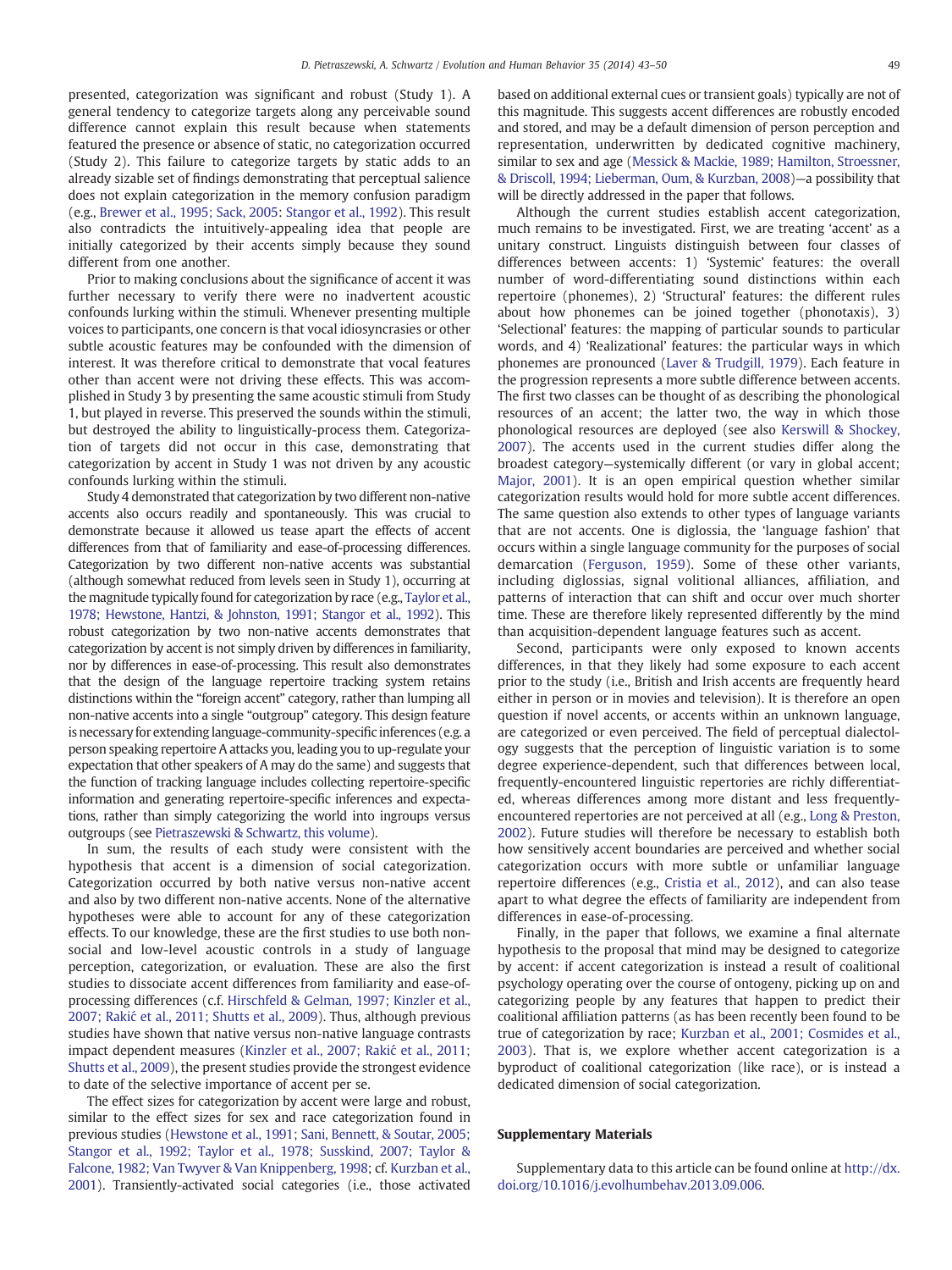presented, categorization was significant and robust (Study 1). A general tendency to categorize targets along any perceivable sound difference cannot explain this result because when statements featured the presence or absence of static, no categorization occurred (Study 2). This failure to categorize targets by static adds to an already sizable set of findings demonstrating that perceptual salience does not explain categorization in the memory confusion paradigm (e.g., Brewer et al., 1995; Sack, 2005; Stangor et al., 1992). This result also contradicts the intuitively-appealing idea that people are initially categorized by their accents simply because they sound different from one another.

Prior to making conclusions about the significance of accent it was further necessary to verify there were no inadvertent acoustic confounds lurking within the stimuli. Whenever presenting multiple voices to participants, one concern is that vocal idiosyncrasies or other subtle acoustic features may be confounded with the dimension of interest. It was therefore critical to demonstrate that vocal features other than accent were not driving these effects. This was accomplished in Study 3 by presenting the same acoustic stimuli from Study 1, but played in reverse. This preserved the sounds within the stimuli, but destroyed the ability to linguistically-process them. Categorization of targets did not occur in this case, demonstrating that categorization by accent in Study 1 was not driven by any acoustic confounds lurking within the stimuli.

Study 4 demonstrated that categorization by two different non-native accents also occurs readily and spontaneously. This was crucial to demonstrate because it allowed us tease apart the effects of accent differences from that of familiarity and ease-of-processing differences. Categorization by two different non-native accents was substantial (although somewhat reduced from levels seen in Study 1), occurring at the magnitude typically found for categorization by race (e.g., Taylor et al., 1978; Hewstone, Hantzi, & Johnston, 1991; Stangor et al., 1992). This robust categorization by two non-native accents demonstrates that categorization by accent is not simply driven by differences in familiarity, nor by differences in ease-of-processing. This result also demonstrates that the design of the language repertoire tracking system retains distinctions within the "foreign accent" category, rather than lumping all non-native accents into a single "outgroup" category. This design feature is necessary for extending language-community-specific inferences (e.g. a person speaking repertoire A attacks you, leading you to up-regulate your expectation that other speakers of A may do the same) and suggests that the function of tracking language includes collecting repertoire-specific information and generating repertoire-specific inferences and expectations, rather than simply categorizing the world into ingroups versus outgroups (see Pietraszewski & Schwartz, this volume).

In sum, the results of each study were consistent with the hypothesis that accent is a dimension of social categorization. Categorization occurred by both native versus non-native accent and also by two different non-native accents. None of the alternative hypotheses were able to account for any of these categorization effects. To our knowledge, these are the first studies to use both non-social and low-level acoustic controls in a study of language perception, categorization, or evaluation. These are also the first studies to dissociate accent differences from familiarity and ease-of-processing differences (c.f. Hirschfeld & Gelman, 1997; Kinzler et al., 2007; Rakić et al., 2011; Shutts et al., 2009). Thus, although previous studies have shown that native versus non-native language contrasts impact dependent measures (Kinzler et al., 2007; Rakić et al., 2011; Shutts et al., 2009), the present studies provide the strongest evidence to date of the selective importance of accent per se.

The effect sizes for categorization by accent were large and robust, similar to the effect sizes for sex and race categorization found in previous studies (Hewstone et al., 1991; Sani, Bennett, & Soutar, 2005; Stangor et al., 1992; Taylor et al., 1978; Susskind, 2007; Taylor & Falcone, 1982; Van Twyver & Van Knippenberg, 1998; cf. Kurzban et al., 2001). Transiently-activated social categories (i.e., those activated based on additional external cues or transient goals) typically are not of this magnitude. This suggests accent differences are robustly encoded and stored, and may be a default dimension of person perception and representation, underwritten by dedicated cognitive machinery, similar to sex and age (Messick & Mackie, 1989; Hamilton, Stroessner, & Driscoll, 1994; Lieberman, Oum, & Kurzban, 2008)—a possibility that will be directly addressed in the paper that follows.

Although the current studies establish accent categorization, much remains to be investigated. First, we are treating 'accent' as a unitary construct. Linguists distinguish between four classes of differences between accents: 1) 'Systemic' features: the overall number of word-differentiating sound distinctions within each repertoire (phonemes), 2) 'Structural' features: the different rules about how phonemes can be joined together (phonotaxis), 3) 'Selectional' features: the mapping of particular sounds to particular words, and 4) 'Realizational' features: the particular ways in which phonemes are pronounced (Laver & Trudgill, 1979). Each feature in the progression represents a more subtle difference between accents. The first two classes can be thought of as describing the phonological resources of an accent; the latter two, the way in which those phonological resources are deployed (see also Kerswill & Shockey, 2007). The accents used in the current studies differ along the broadest category—systemically different (or vary in global accent; Major, 2001). It is an open empirical question whether similar categorization results would hold for more subtle accent differences. The same question also extends to other types of language variants that are not accents. One is diglossia, the 'language fashion' that occurs within a single language community for the purposes of social demarcation (Ferguson, 1959). Some of these other variants, including diglossias, signal volitional alliances, affiliation, and patterns of interaction that can shift and occur over much shorter time. These are therefore likely represented differently by the mind than acquisition-dependent language features such as accent.

Second, participants were only exposed to known accents differences, in that they likely had some exposure to each accent prior to the study (i.e., British and Irish accents are frequently heard either in person or in movies and television). It is therefore an open question if novel accents, or accents within an unknown language, are categorized or even perceived. The field of perceptual dialectology suggests that the perception of linguistic variation is to some degree experience-dependent, such that differences between local, frequently-encountered linguistic repertoires are richly differentiated, whereas differences among more distant and less frequently-encountered repertoires are not perceived at all (e.g., Long & Preston, 2002). Future studies will therefore be necessary to establish both how sensitively accent boundaries are perceived and whether social categorization occurs with more subtle or unfamiliar language repertoire differences (e.g., Cristia et al., 2012), and can also tease apart to what degree the effects of familiarity are independent from differences in ease-of-processing.

Finally, in the paper that follows, we examine a final alternate hypothesis to the proposal that mind may be designed to categorize by accent: if accent categorization is instead a result of coalitional psychology operating over the course of ontogeny, picking up on and categorizing people by any features that happen to predict their coalitional affiliation patterns (as has been recently been found to be true of categorization by race; Kurzban et al., 2001; Cosmides et al., 2003). That is, we explore whether accent categorization is a byproduct of coalitional categorization (like race), or is instead a dedicated dimension of social categorization.

## Supplementary Materials

Supplementary data to this article can be found online at http://dx.doi.org/10.1016/j.evolhumbehav.2013.09.006.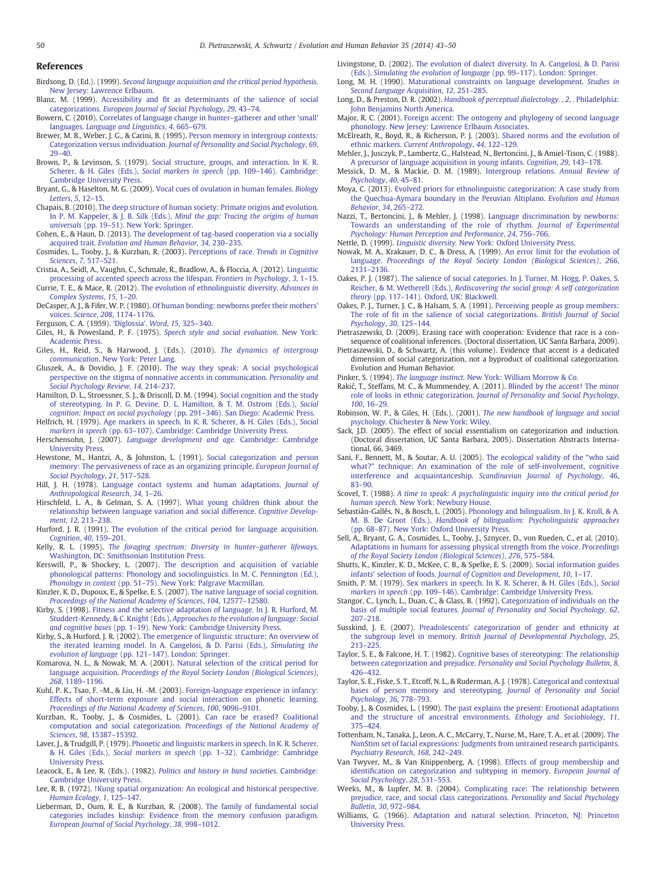## References

Birdsong, D. (Ed.). (1999). *Second language acquisition and the critical period hypothesis*. New Jersey: Lawrence Erlbaum.

Blanz, M. (1999). Accessibility and fit as determinants of the salience of social categorizations. *European Journal of Social Psychology*, *29*, 43–74.

Bowern, C. (2010). Correlates of language change in hunter–gatherer and other 'small' languages. *Language and Linguistics*, *4*, 665–679.

Brewer, M. B., Weber, J. G., & Carini, B. (1995). Person memory in intergroup contexts: Categorization versus individuation. *Journal of Personality and Social Psychology*, *69*, 29–40.

Brown, P., & Levinson, S. (1979). Social structure, groups, and interaction. In K. R. Scherer, & H. Giles (Eds.), *Social markers in speech* (pp. 109–146). Cambridge: Cambridge University Press.

Bryant, G., & Haselton, M. G. (2009). Vocal cues of ovulation in human females. *Biology Letters*, *5*, 12–15.

Chapais, B. (2010). The deep structure of human society: Primate origins and evolution. In P. M. Kappeler, & J. B. Silk (Eds.), *Mind the gap: Tracing the origins of human universals* (pp. 19–51). New York: Springer.

Cohen, E., & Haun, D. (2013). The development of tag-based cooperation via a socially acquired trait. *Evolution and Human Behavior*, *34*, 230–235.

Cosmides, L., Tooby, J., & Kurzban, R. (2003). Perceptions of race. *Trends in Cognitive Sciences*, *7*, 517–521.

Cristia, A., Seidl, A., Vaughn, C., Schmale, R., Bradlow, A., & Floccia, A. (2012). Linguistic processing of accented speech across the lifespan. *Frontiers in Psychology*, *3*, 1–15.

Currie, T. E., & Mace, R. (2012). The evolution of ethnolinguistic diversity. *Advances in Complex Systems*, *15*, 1–20.

DeCasper, A. J., & Fifer, W. P. (1980). Of human bonding: newborns prefer their mothers' voices. *Science*, *208*, 1174–1176.

Ferguson, C. A. (1959). 'Diglossia'. *Word*, *15*, 325–340.

Giles, H., & Powesland, P. F. (1975). *Speech style and social evaluation*. New York: Academic Press.

Giles, H., Reid, S., & Harwood, J. (Eds.). (2010). *The dynamics of intergroup communication*. New York: Peter Lang.

Gluszek, A., & Dovidio, J. F. (2010). The way they speak: A social psychological perspective on the stigma of nonnative accents in communication. *Personality and Social Psychology Review*, *14*, 214–237.

Hamilton, D. L., Stroessner, S. J., & Driscoll, D. M. (1994). Social cognition and the study of stereotyping. In P. G. Devine, D. L. Hamilton, & T. M. Ostrom (Eds.), *Social cognition: Impact on social psychology* (pp. 291–346). San Diego: Academic Press.

Helfrich, H. (1979). Age markers in speech. In K. R. Scherer, & H. Giles (Eds.), *Social markers in speech* (pp. 63–107). Cambridge: Cambridge University Press.

Herschensohn, J. (2007). *Language development and age*. Cambridge: Cambridge University Press.

Hewstone, M., Hantzi, A., & Johnston, L. (1991). Social categorization and person memory: The pervasiveness of race as an organizing principle. *European Journal of Social Psychology*, *21*, 517–528.

Hill, J. H. (1978). Language contact systems and human adaptations. *Journal of Anthropological Research*, *34*, 1–26.

Hirschfeld, L. A., & Gelman, S. A. (1997). What young children think about the relationship between language variation and social difference. *Cognitive Development*, *12*, 213–238.

Hurford, J. R. (1991). The evolution of the critical period for language acquisition. *Cognition*, *40*, 159–201.

Kelly, R. L. (1995). *The foraging spectrum: Diversity in hunter–gatherer lifeways*. Washington, DC: Smithsonian Institution Press.

Kerswill, P., & Shockey, L. (2007). The description and acquisition of variable phonological patterns: Phonology and sociolinguistics. In M. C. Pennington (Ed.), *Phonology in context* (pp. 51–75). New York: Palgrave Macmillan.

Kinzler, K. D., Dupoux, E., & Spelke, E. S. (2007). The native language of social cognition. *Proceedings of the National Academy of Sciences*, *104*, 12577–12580.

Kirby, S. (1998). Fitness and the selective adaptation of language. In J. R. Hurford, M. Studdert-Kennedy, & C. Knight (Eds.), *Approaches to the evolution of language: Social and cognitive bases* (pp. 1–19). New York: Cambridge University Press.

Kirby, S., & Hurford, J. R. (2002). The emergence of linguistic structure: An overview of the iterated learning model. In A. Cangelosi, & D. Parisi (Eds.), *Simulating the evolution of language* (pp. 121–147). London: Springer.

Komarova, N. L., & Nowak, M. A. (2001). Natural selection of the critical period for language acquisition. *Proceedings of the Royal Society London (Biological Sciences)*, *268*, 1189–1196.

Kuhl, P. K., Tsao, F. -M., & Liu, H. -M. (2003). Foreign-language experience in infancy: Effects of short-term exposure and social interaction on phonetic learning. *Proceedings of the National Academy of Sciences*, *100*, 9096–9101.

Kurzban, R., Tooby, J., & Cosmides, L. (2001). Can race be erased? Coalitional computation and social categorization. *Proceedings of the National Academy of Sciences*, *98*, 15387–15392.

Laver, J., & Trudgill, P. (1979). Phonetic and linguistic markers in speech. In K. R. Scherer, & H. Giles (Eds.), *Social markers in speech* (pp. 1–32). Cambridge: Cambridge University Press.

Leacock, E., & Lee, R. (Eds.). (1982). *Politics and history in band societies*. Cambridge: Cambridge University Press.

Lee, R. B. (1972). !Kung spatial organization: An ecological and historical perspective. *Human Ecology*, *1*, 125–147.

Lieberman, D., Oum, R. E., & Kurzban, R. (2008). The family of fundamental social categories includes kinship: Evidence from the memory confusion paradigm. *European Journal of Social Psychology*, *38*, 998–1012.

Livingstone, D. (2002). The evolution of dialect diversity. In A. Cangelosi, & D. Parisi (Eds.), *Simulating the evolution of language* (pp. 99–117). London: Springer.

Long, M. H. (1990). Maturational constraints on language development. *Studies in Second Language Acquisition*, *12*, 251–285.

Long, D., & Preston, D. R. (2002). *Handbook of perceptual dialectology*. , *2*, . Philadelphia: John Benjamins North America.

Major, R. C. (2001). Foreign accent: The ontogeny and phylogeny of second language phonology. New Jersey: Lawrence Erlbaum Associates.

McElreath, R., Boyd, R., & Richerson, P. J. (2003). Shared norms and the evolution of ethnic markers. *Current Anthropology*, *44*, 122–129.

Mehler, J., Jusczyk, P., Lambertz, G., Halstead, N., Bertoncini, J., & Amiel-Tison, C. (1988). A precursor of language acquisition in young infants. *Cognition*, *29*, 143–178.

Messick, D. M., & Mackie, D. M. (1989). Intergroup relations. *Annual Review of Psychology*, *40*, 45–81.

Moya, C. (2013). Evolved priors for ethnolinguistic categorization: A case study from the Quechua-Aymara boundary in the Peruvian Altiplano. *Evolution and Human Behavior*, *34*, 265–272.

Nazzi, T., Bertoncini, J., & Mehler, J. (1998). Language discrimination by newborns: Towards an understanding of the role of rhythm. *Journal of Experimental Psychology: Human Perception and Performance*, *24*, 756–766.

Nettle, D. (1999). *Linguistic diversity*. New York: Oxford University Press.

Nowak, M. A., Krakauer, D. C., & Dress, A. (1999). An error limit for the evolution of language. *Proceedings of the Royal Society London (Biological Sciences)*, *266*, 2131–2136.

Oakes, P. J. (1987). The salience of social categories. In J. Turner, M. Hogg, P. Oakes, S. Reicher, & M. Wetherell (Eds.), *Rediscovering the social group: A self categorization theory* (pp. 117–141). Oxford, UK: Blackwell.

Oakes, P. J., Turner, J. C., & Halsam, S. A. (1991). Perceiving people as group members: The role of fit in the salience of social categorizations. *British Journal of Social Psychology*, *30*, 125–144.

Pietraszewski, D. (2009). Erasing race with cooperation: Evidence that race is a consequence of coalitional inferences. (Doctoral dissertation, UC Santa Barbara, 2009).

Pietraszewski, D., & Schwartz, A. (this volume). Evidence that accent is a dedicated dimension of social categorization, not a byproduct of coalitional categorization. Evolution and Human Behavior.

Pinker, S. (1994). *The language instinct*. New York: William Morrow & Co.

Rakić, T., Steffans, M. C., & Mummendey, A. (2011). Blinded by the accent! The minor role of looks in ethnic categorization. *Journal of Personality and Social Psychology*, *100*, 16–29.

Robinson, W. P., & Giles, H. (Eds.). (2001). *The new handbook of language and social psychology*. Chichester & New York: Wiley.

Sack, J.D. (2005). The effect of social essentialism on categorization and induction. (Doctoral dissertation, UC Santa Barbara, 2005). Dissertation Abstracts International, 66, 3469.

Sani, F., Bennett, M., & Soutar, A. U. (2005). The ecological validity of the "who said what?" technique: An examination of the role of self-involvement, cognitive interference and acquaintanceship. *Scandinavian Journal of Psychology*, *46*, 83–90.

Scovel, T. (1988). *A time to speak: A psycholinguistic inquiry into the critical period for human speech*. New York: Newbury House.

Sebastián-Gallés, N., & Bosch, L. (2005). Phonology and bilingualism. In J. K. Kroll, & A. M. B. De Groot (Eds.), *Handbook of bilingualism: Psycholinguistic approaches* (pp. 68–87). New York: Oxford University Press.

Sell, A., Bryant, G. A., Cosmides, L., Tooby, J., Sznycer, D., von Rueden, C., et al. (2010). Adaptations in humans for assessing physical strength from the voice. *Proceedings of the Royal Society London (Biological Sciences)*, *276*, 575–584.

Shutts, K., Kinzler, K. D., McKee, C. B., & Spelke, E. S. (2009). Social information guides infants' selection of foods. *Journal of Cognition and Development*, *10*, 1–17.

Smith, P. M. (1979). Sex markers in speech. In K. R. Scherer, & H. Giles (Eds.), *Social markers in speech* (pp. 109–146). Cambridge: Cambridge University Press.

Stangor, C., Lynch, L., Duan, C., & Glass, B. (1992). Categorization of individuals on the basis of multiple social features. *Journal of Personality and Social Psychology*, *62*, 207–218.

Susskind, J. E. (2007). Preadolescents' categorization of gender and ethnicity at the subgroup level in memory. *British Journal of Developmental Psychology*, *25*, 213–225.

Taylor, S. E., & Falcone, H. T. (1982). Cognitive bases of stereotyping: The relationship between categorization and prejudice. *Personality and Social Psychology Bulletin*, *8*, 426–432.

Taylor, S. E., Fiske, S. T., Etcoff, N. L., & Ruderman, A. J. (1978). Categorical and contextual bases of person memory and stereotyping. *Journal of Personality and Social Psychology*, *36*, 778–793.

Tooby, J., & Cosmides, L. (1990). The past explains the present: Emotional adaptations and the structure of ancestral environments. *Ethology and Sociobiology*, *11*, 375–424.

Tottenham, N., Tanaka, J., Leon, A. C., McCarry, T., Nurse, M., Hare, T. A., et al. (2009). The NimStim set of facial expressions: Judgments from untrained research participants. *Psychiatry Research*, *168*, 242–249.

Van Twyver, M., & Van Knippenberg, A. (1998). Effects of group membership and identification on categorization and subtyping in memory. *European Journal of Social Psychology*, *28*, 531–553.

Weeks, M., & Lupfer, M. B. (2004). Complicating race: The relationship between prejudice, race, and social class categorizations. *Personality and Social Psychology Bulletin*, *30*, 972–984.

Williams, G. (1966). Adaptation and natural selection. Princeton, NJ: Princeton University Press.